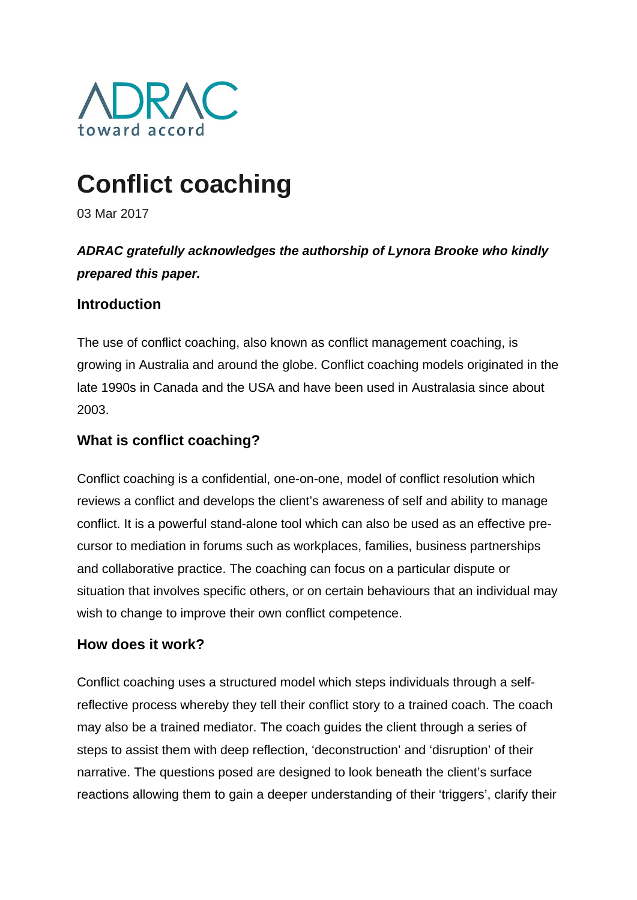ADRAC
toward accord

# Conflict coaching

03 Mar 2017

***ADRAC gratefully acknowledges the authorship of Lynora Brooke who kindly prepared this paper.***

### Introduction

The use of conflict coaching, also known as conflict management coaching, is growing in Australia and around the globe. Conflict coaching models originated in the late 1990s in Canada and the USA and have been used in Australasia since about 2003.

### What is conflict coaching?

Conflict coaching is a confidential, one-on-one, model of conflict resolution which reviews a conflict and develops the client's awareness of self and ability to manage conflict. It is a powerful stand-alone tool which can also be used as an effective pre-cursor to mediation in forums such as workplaces, families, business partnerships and collaborative practice. The coaching can focus on a particular dispute or situation that involves specific others, or on certain behaviours that an individual may wish to change to improve their own conflict competence.

### How does it work?

Conflict coaching uses a structured model which steps individuals through a self-reflective process whereby they tell their conflict story to a trained coach. The coach may also be a trained mediator. The coach guides the client through a series of steps to assist them with deep reflection, 'deconstruction' and 'disruption' of their narrative. The questions posed are designed to look beneath the client's surface reactions allowing them to gain a deeper understanding of their 'triggers', clarify their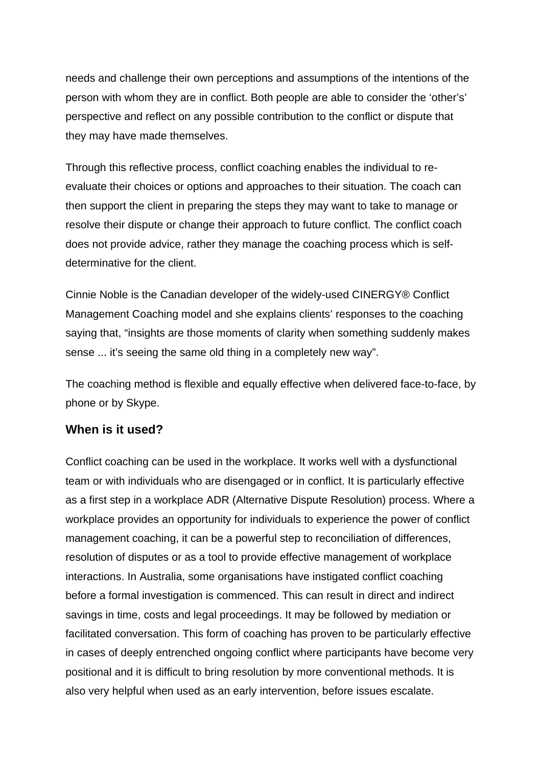needs and challenge their own perceptions and assumptions of the intentions of the person with whom they are in conflict. Both people are able to consider the 'other's' perspective and reflect on any possible contribution to the conflict or dispute that they may have made themselves.

Through this reflective process, conflict coaching enables the individual to re-evaluate their choices or options and approaches to their situation. The coach can then support the client in preparing the steps they may want to take to manage or resolve their dispute or change their approach to future conflict. The conflict coach does not provide advice, rather they manage the coaching process which is self-determinative for the client.

Cinnie Noble is the Canadian developer of the widely-used CINERGY® Conflict Management Coaching model and she explains clients' responses to the coaching saying that, "insights are those moments of clarity when something suddenly makes sense ... it's seeing the same old thing in a completely new way".

The coaching method is flexible and equally effective when delivered face-to-face, by phone or by Skype.

### When is it used?

Conflict coaching can be used in the workplace. It works well with a dysfunctional team or with individuals who are disengaged or in conflict. It is particularly effective as a first step in a workplace ADR (Alternative Dispute Resolution) process. Where a workplace provides an opportunity for individuals to experience the power of conflict management coaching, it can be a powerful step to reconciliation of differences, resolution of disputes or as a tool to provide effective management of workplace interactions. In Australia, some organisations have instigated conflict coaching before a formal investigation is commenced. This can result in direct and indirect savings in time, costs and legal proceedings. It may be followed by mediation or facilitated conversation. This form of coaching has proven to be particularly effective in cases of deeply entrenched ongoing conflict where participants have become very positional and it is difficult to bring resolution by more conventional methods. It is also very helpful when used as an early intervention, before issues escalate.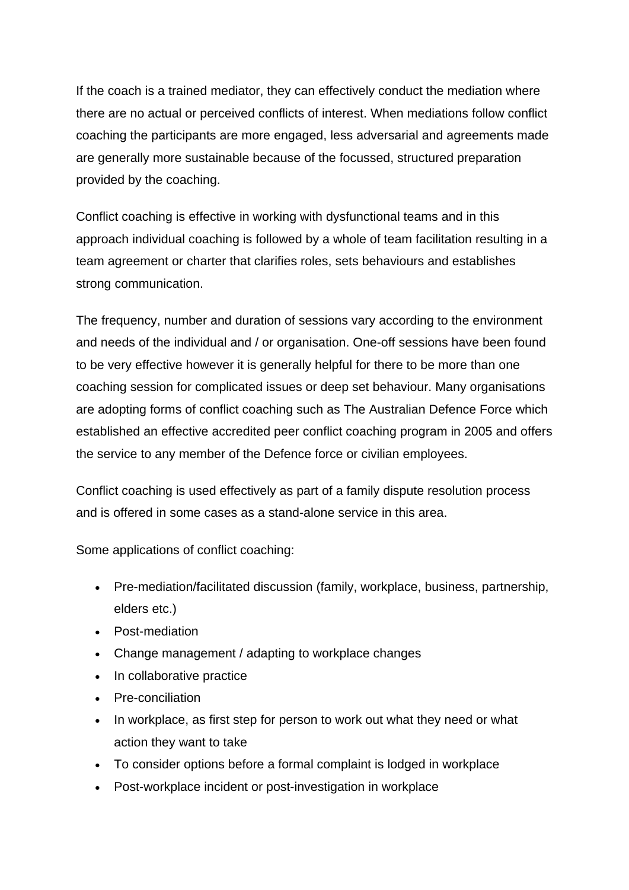If the coach is a trained mediator, they can effectively conduct the mediation where there are no actual or perceived conflicts of interest. When mediations follow conflict coaching the participants are more engaged, less adversarial and agreements made are generally more sustainable because of the focussed, structured preparation provided by the coaching.

Conflict coaching is effective in working with dysfunctional teams and in this approach individual coaching is followed by a whole of team facilitation resulting in a team agreement or charter that clarifies roles, sets behaviours and establishes strong communication.

The frequency, number and duration of sessions vary according to the environment and needs of the individual and / or organisation. One-off sessions have been found to be very effective however it is generally helpful for there to be more than one coaching session for complicated issues or deep set behaviour. Many organisations are adopting forms of conflict coaching such as The Australian Defence Force which established an effective accredited peer conflict coaching program in 2005 and offers the service to any member of the Defence force or civilian employees.

Conflict coaching is used effectively as part of a family dispute resolution process and is offered in some cases as a stand-alone service in this area.

Some applications of conflict coaching:

- Pre-mediation/facilitated discussion (family, workplace, business, partnership, elders etc.)
- Post-mediation
- Change management / adapting to workplace changes
- In collaborative practice
- Pre-conciliation
- In workplace, as first step for person to work out what they need or what action they want to take
- To consider options before a formal complaint is lodged in workplace
- Post-workplace incident or post-investigation in workplace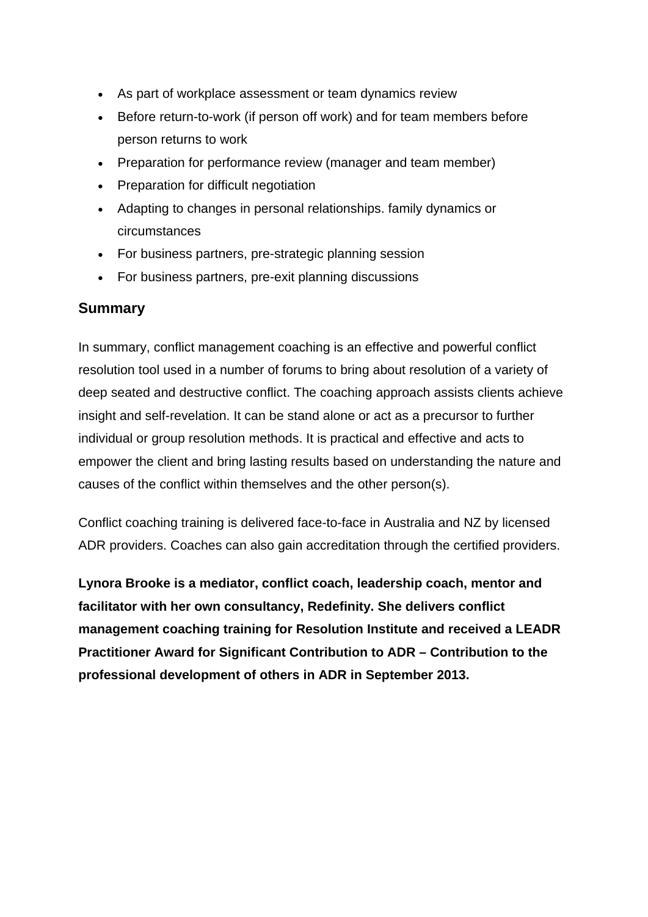- As part of workplace assessment or team dynamics review
- Before return-to-work (if person off work) and for team members before person returns to work
- Preparation for performance review (manager and team member)
- Preparation for difficult negotiation
- Adapting to changes in personal relationships. family dynamics or circumstances
- For business partners, pre-strategic planning session
- For business partners, pre-exit planning discussions

## Summary

In summary, conflict management coaching is an effective and powerful conflict resolution tool used in a number of forums to bring about resolution of a variety of deep seated and destructive conflict. The coaching approach assists clients achieve insight and self-revelation. It can be stand alone or act as a precursor to further individual or group resolution methods. It is practical and effective and acts to empower the client and bring lasting results based on understanding the nature and causes of the conflict within themselves and the other person(s).

Conflict coaching training is delivered face-to-face in Australia and NZ by licensed ADR providers. Coaches can also gain accreditation through the certified providers.

**Lynora Brooke is a mediator, conflict coach, leadership coach, mentor and facilitator with her own consultancy, Redefinity. She delivers conflict management coaching training for Resolution Institute and received a LEADR Practitioner Award for Significant Contribution to ADR – Contribution to the professional development of others in ADR in September 2013.**